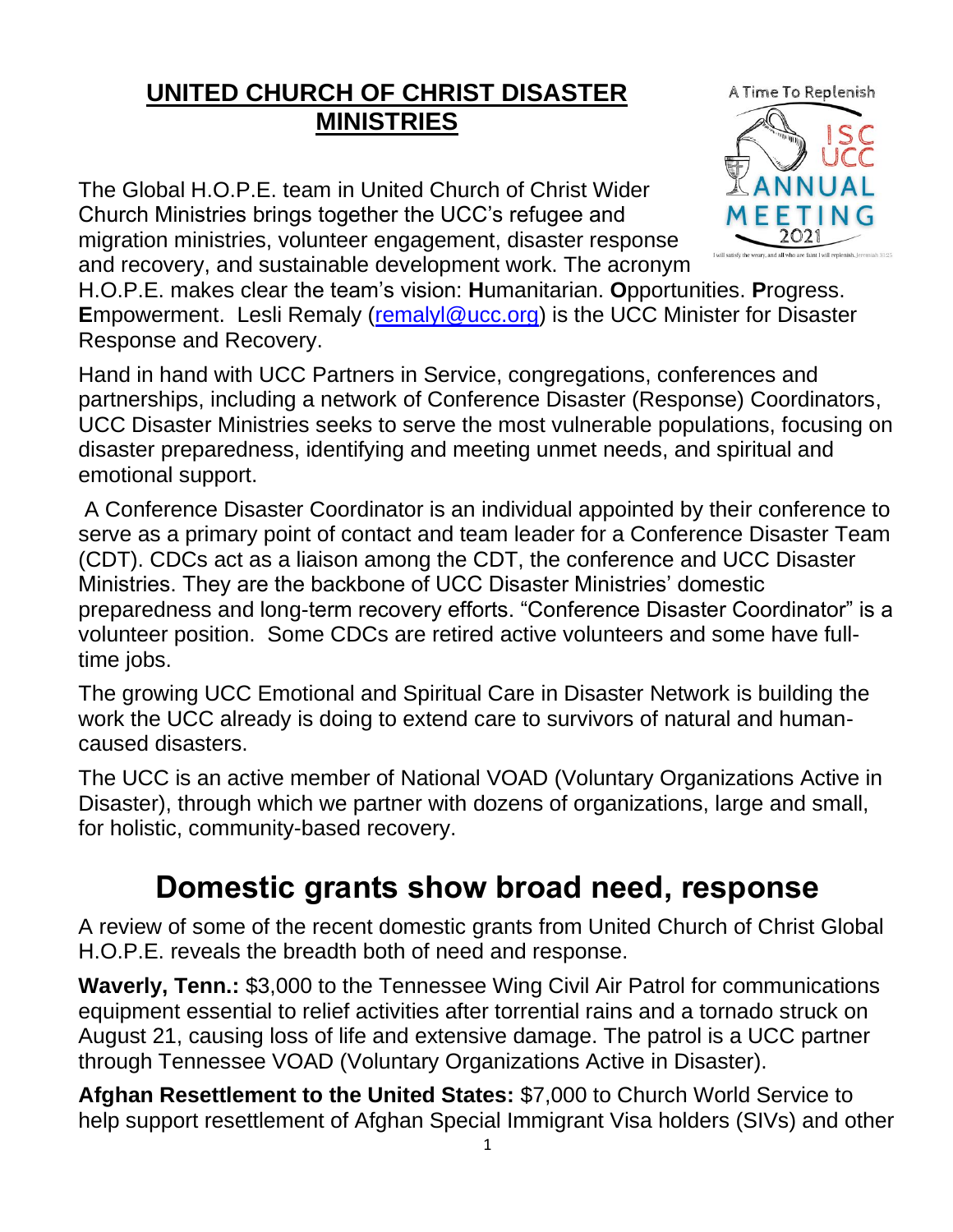# UNITED CHURCH OF CHRIST DISASTER MINISTRIES

The Global H.O.P.E. team in United Church of Christ Wider Church Ministries brings together the UCC's refugee and migration ministries, volunteer engagement, disaster response and recovery, and sustainable development work. The acronym H.O.P.E. makes clear the team's vision: **H**umanitarian. **O**pportunities. **P**rogress. **E**mpowerment. Lesli Remaly (remalyl@ucc.org) is the UCC Minister for Disaster Response and Recovery.

Hand in hand with UCC Partners in Service, congregations, conferences and partnerships, including a network of Conference Disaster (Response) Coordinators, UCC Disaster Ministries seeks to serve the most vulnerable populations, focusing on disaster preparedness, identifying and meeting unmet needs, and spiritual and emotional support.

A Conference Disaster Coordinator is an individual appointed by their conference to serve as a primary point of contact and team leader for a Conference Disaster Team (CDT). CDCs act as a liaison among the CDT, the conference and UCC Disaster Ministries. They are the backbone of UCC Disaster Ministries' domestic preparedness and long-term recovery efforts. "Conference Disaster Coordinator" is a volunteer position. Some CDCs are retired active volunteers and some have full-time jobs.

The growing UCC Emotional and Spiritual Care in Disaster Network is building the work the UCC already is doing to extend care to survivors of natural and human-caused disasters.

The UCC is an active member of National VOAD (Voluntary Organizations Active in Disaster), through which we partner with dozens of organizations, large and small, for holistic, community-based recovery.

## Domestic grants show broad need, response

A review of some of the recent domestic grants from United Church of Christ Global H.O.P.E. reveals the breadth both of need and response.

**Waverly, Tenn.:** $3,000 to the Tennessee Wing Civil Air Patrol for communications equipment essential to relief activities after torrential rains and a tornado struck on August 21, causing loss of life and extensive damage. The patrol is a UCC partner through Tennessee VOAD (Voluntary Organizations Active in Disaster).

**Afghan Resettlement to the United States:** $7,000 to Church World Service to help support resettlement of Afghan Special Immigrant Visa holders (SIVs) and other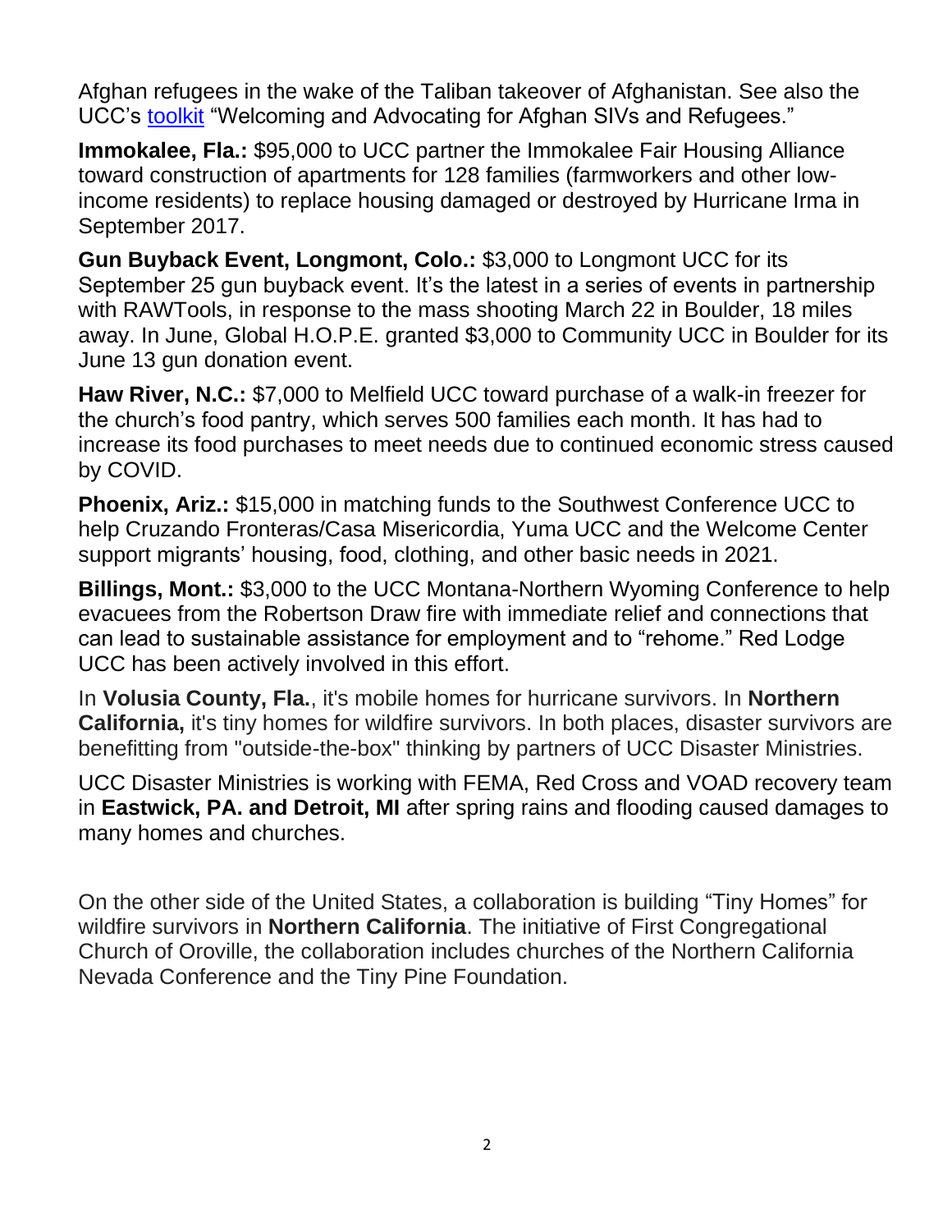Afghan refugees in the wake of the Taliban takeover of Afghanistan. See also the UCC's [toolkit] "Welcoming and Advocating for Afghan SIVs and Refugees."

**Immokalee, Fla.:** $95,000 to UCC partner the Immokalee Fair Housing Alliance toward construction of apartments for 128 families (farmworkers and other low-income residents) to replace housing damaged or destroyed by Hurricane Irma in September 2017.

**Gun Buyback Event, Longmont, Colo.:** $3,000 to Longmont UCC for its September 25 gun buyback event. It's the latest in a series of events in partnership with RAWTools, in response to the mass shooting March 22 in Boulder, 18 miles away. In June, Global H.O.P.E. granted $3,000 to Community UCC in Boulder for its June 13 gun donation event.

**Haw River, N.C.:** $7,000 to Melfield UCC toward purchase of a walk-in freezer for the church's food pantry, which serves 500 families each month. It has had to increase its food purchases to meet needs due to continued economic stress caused by COVID.

**Phoenix, Ariz.:** $15,000 in matching funds to the Southwest Conference UCC to help Cruzando Fronteras/Casa Misericordia, Yuma UCC and the Welcome Center support migrants' housing, food, clothing, and other basic needs in 2021.

**Billings, Mont.:** $3,000 to the UCC Montana-Northern Wyoming Conference to help evacuees from the Robertson Draw fire with immediate relief and connections that can lead to sustainable assistance for employment and to "rehome." Red Lodge UCC has been actively involved in this effort.

In **Volusia County, Fla.**, it's mobile homes for hurricane survivors. In **Northern California,** it's tiny homes for wildfire survivors. In both places, disaster survivors are benefitting from "outside-the-box" thinking by partners of UCC Disaster Ministries.

UCC Disaster Ministries is working with FEMA, Red Cross and VOAD recovery team in **Eastwick, PA. and Detroit, MI** after spring rains and flooding caused damages to many homes and churches.

On the other side of the United States, a collaboration is building "Tiny Homes" for wildfire survivors in **Northern California**. The initiative of First Congregational Church of Oroville, the collaboration includes churches of the Northern California Nevada Conference and the Tiny Pine Foundation.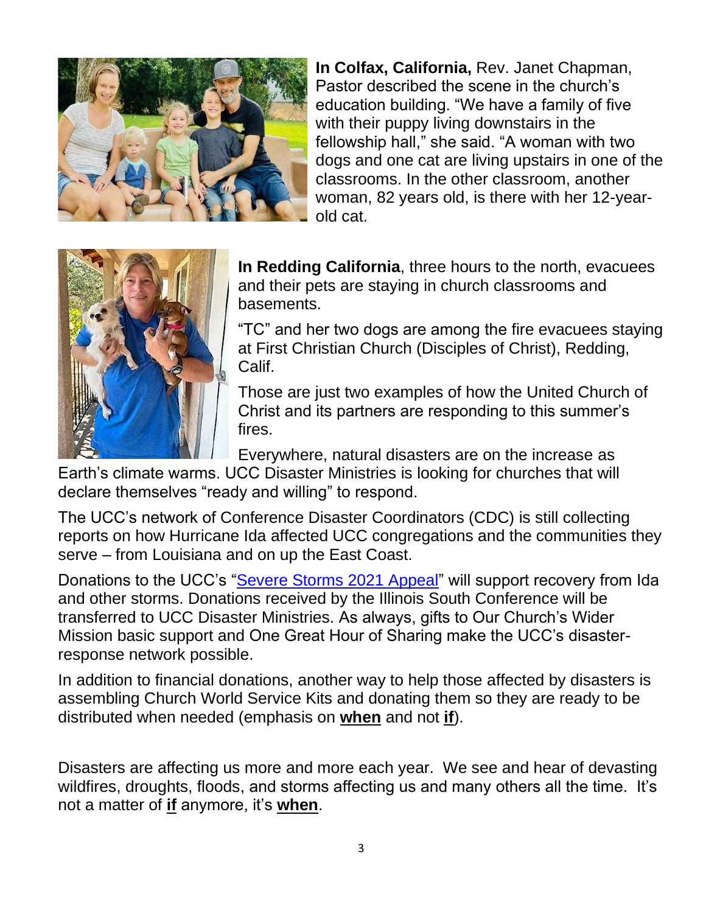**In Colfax, California,** Rev. Janet Chapman, Pastor described the scene in the church's education building. "We have a family of five with their puppy living downstairs in the fellowship hall," she said. "A woman with two dogs and one cat are living upstairs in one of the classrooms. In the other classroom, another woman, 82 years old, is there with her 12-year-old cat.

**In Redding California**, three hours to the north, evacuees and their pets are staying in church classrooms and basements.

"TC" and her two dogs are among the fire evacuees staying at First Christian Church (Disciples of Christ), Redding, Calif.

Those are just two examples of how the United Church of Christ and its partners are responding to this summer's fires.

Everywhere, natural disasters are on the increase as Earth's climate warms. UCC Disaster Ministries is looking for churches that will declare themselves "ready and willing" to respond.

The UCC's network of Conference Disaster Coordinators (CDC) is still collecting reports on how Hurricane Ida affected UCC congregations and the communities they serve – from Louisiana and on up the East Coast.

Donations to the UCC's "Severe Storms 2021 Appeal" will support recovery from Ida and other storms. Donations received by the Illinois South Conference will be transferred to UCC Disaster Ministries. As always, gifts to Our Church's Wider Mission basic support and One Great Hour of Sharing make the UCC's disaster-response network possible.

In addition to financial donations, another way to help those affected by disasters is assembling Church World Service Kits and donating them so they are ready to be distributed when needed (emphasis on **when** and not **if**).

Disasters are affecting us more and more each year. We see and hear of devasting wildfires, droughts, floods, and storms affecting us and many others all the time. It's not a matter of **if** anymore, it's **when**.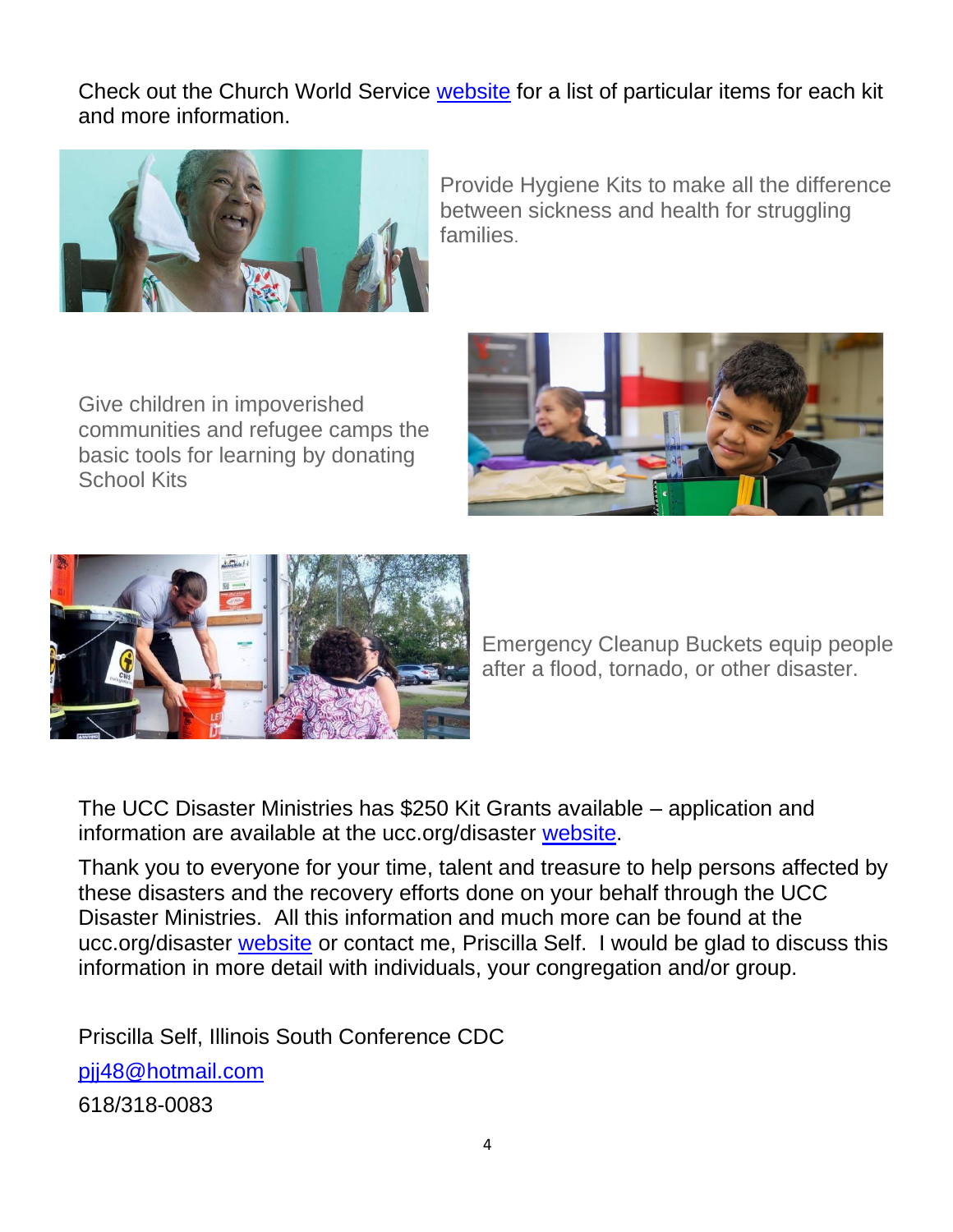Check out the Church World Service website for a list of particular items for each kit and more information.

Provide Hygiene Kits to make all the difference between sickness and health for struggling families.

Give children in impoverished communities and refugee camps the basic tools for learning by donating School Kits

Emergency Cleanup Buckets equip people after a flood, tornado, or other disaster.

The UCC Disaster Ministries has $250 Kit Grants available – application and information are available at the ucc.org/disaster website.

Thank you to everyone for your time, talent and treasure to help persons affected by these disasters and the recovery efforts done on your behalf through the UCC Disaster Ministries. All this information and much more can be found at the ucc.org/disaster website or contact me, Priscilla Self. I would be glad to discuss this information in more detail with individuals, your congregation and/or group.

Priscilla Self, Illinois South Conference CDC

pjj48@hotmail.com

618/318-0083